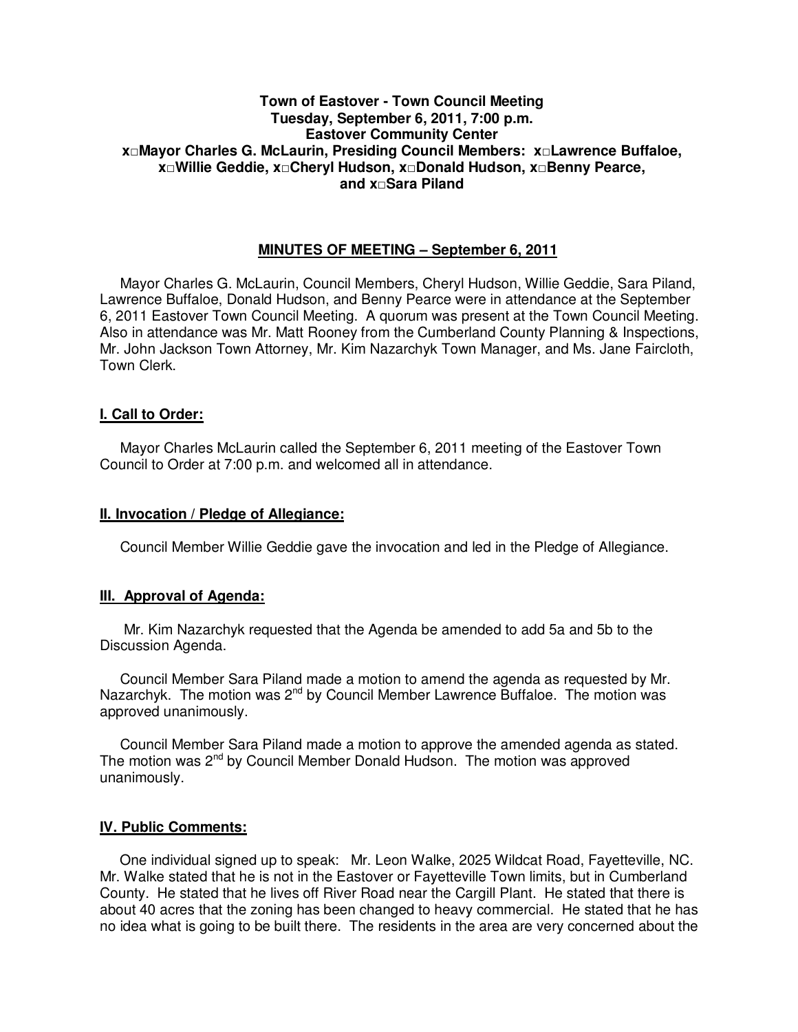**Town of Eastover - Town Council Meeting**
**Tuesday, September 6, 2011, 7:00 p.m.**
**Eastover Community Center**
**x□Mayor Charles G. McLaurin, Presiding Council Members: x□Lawrence Buffaloe, x□Willie Geddie, x□Cheryl Hudson, x□Donald Hudson, x□Benny Pearce, and x□Sara Piland**

## MINUTES OF MEETING – September 6, 2011

Mayor Charles G. McLaurin, Council Members, Cheryl Hudson, Willie Geddie, Sara Piland, Lawrence Buffaloe, Donald Hudson, and Benny Pearce were in attendance at the September 6, 2011 Eastover Town Council Meeting. A quorum was present at the Town Council Meeting. Also in attendance was Mr. Matt Rooney from the Cumberland County Planning & Inspections, Mr. John Jackson Town Attorney, Mr. Kim Nazarchyk Town Manager, and Ms. Jane Faircloth, Town Clerk.

### I. Call to Order:

Mayor Charles McLaurin called the September 6, 2011 meeting of the Eastover Town Council to Order at 7:00 p.m. and welcomed all in attendance.

### II. Invocation / Pledge of Allegiance:

Council Member Willie Geddie gave the invocation and led in the Pledge of Allegiance.

### III. Approval of Agenda:

Mr. Kim Nazarchyk requested that the Agenda be amended to add 5a and 5b to the Discussion Agenda.

Council Member Sara Piland made a motion to amend the agenda as requested by Mr. Nazarchyk. The motion was 2nd by Council Member Lawrence Buffaloe. The motion was approved unanimously.

Council Member Sara Piland made a motion to approve the amended agenda as stated. The motion was 2nd by Council Member Donald Hudson. The motion was approved unanimously.

### IV. Public Comments:

One individual signed up to speak: Mr. Leon Walke, 2025 Wildcat Road, Fayetteville, NC. Mr. Walke stated that he is not in the Eastover or Fayetteville Town limits, but in Cumberland County. He stated that he lives off River Road near the Cargill Plant. He stated that there is about 40 acres that the zoning has been changed to heavy commercial. He stated that he has no idea what is going to be built there. The residents in the area are very concerned about the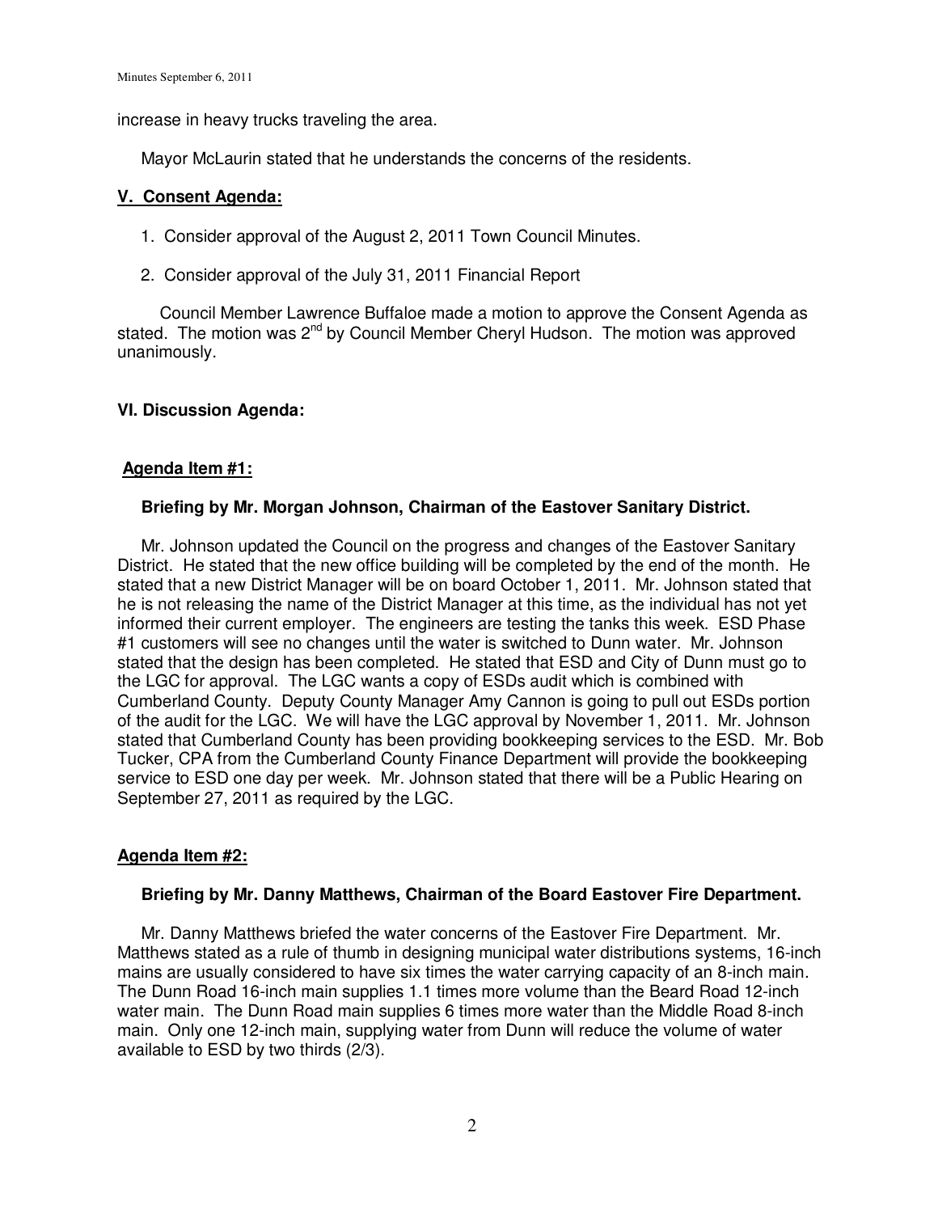increase in heavy trucks traveling the area.

Mayor McLaurin stated that he understands the concerns of the residents.

## V. Consent Agenda:

1. Consider approval of the August 2, 2011 Town Council Minutes.
2. Consider approval of the July 31, 2011 Financial Report

Council Member Lawrence Buffaloe made a motion to approve the Consent Agenda as stated. The motion was 2nd by Council Member Cheryl Hudson. The motion was approved unanimously.

## VI. Discussion Agenda:

### Agenda Item #1:

**Briefing by Mr. Morgan Johnson, Chairman of the Eastover Sanitary District.**

Mr. Johnson updated the Council on the progress and changes of the Eastover Sanitary District. He stated that the new office building will be completed by the end of the month. He stated that a new District Manager will be on board October 1, 2011. Mr. Johnson stated that he is not releasing the name of the District Manager at this time, as the individual has not yet informed their current employer. The engineers are testing the tanks this week. ESD Phase #1 customers will see no changes until the water is switched to Dunn water. Mr. Johnson stated that the design has been completed. He stated that ESD and City of Dunn must go to the LGC for approval. The LGC wants a copy of ESDs audit which is combined with Cumberland County. Deputy County Manager Amy Cannon is going to pull out ESDs portion of the audit for the LGC. We will have the LGC approval by November 1, 2011. Mr. Johnson stated that Cumberland County has been providing bookkeeping services to the ESD. Mr. Bob Tucker, CPA from the Cumberland County Finance Department will provide the bookkeeping service to ESD one day per week. Mr. Johnson stated that there will be a Public Hearing on September 27, 2011 as required by the LGC.

### Agenda Item #2:

**Briefing by Mr. Danny Matthews, Chairman of the Board Eastover Fire Department.**

Mr. Danny Matthews briefed the water concerns of the Eastover Fire Department. Mr. Matthews stated as a rule of thumb in designing municipal water distributions systems, 16-inch mains are usually considered to have six times the water carrying capacity of an 8-inch main. The Dunn Road 16-inch main supplies 1.1 times more volume than the Beard Road 12-inch water main. The Dunn Road main supplies 6 times more water than the Middle Road 8-inch main. Only one 12-inch main, supplying water from Dunn will reduce the volume of water available to ESD by two thirds (2/3).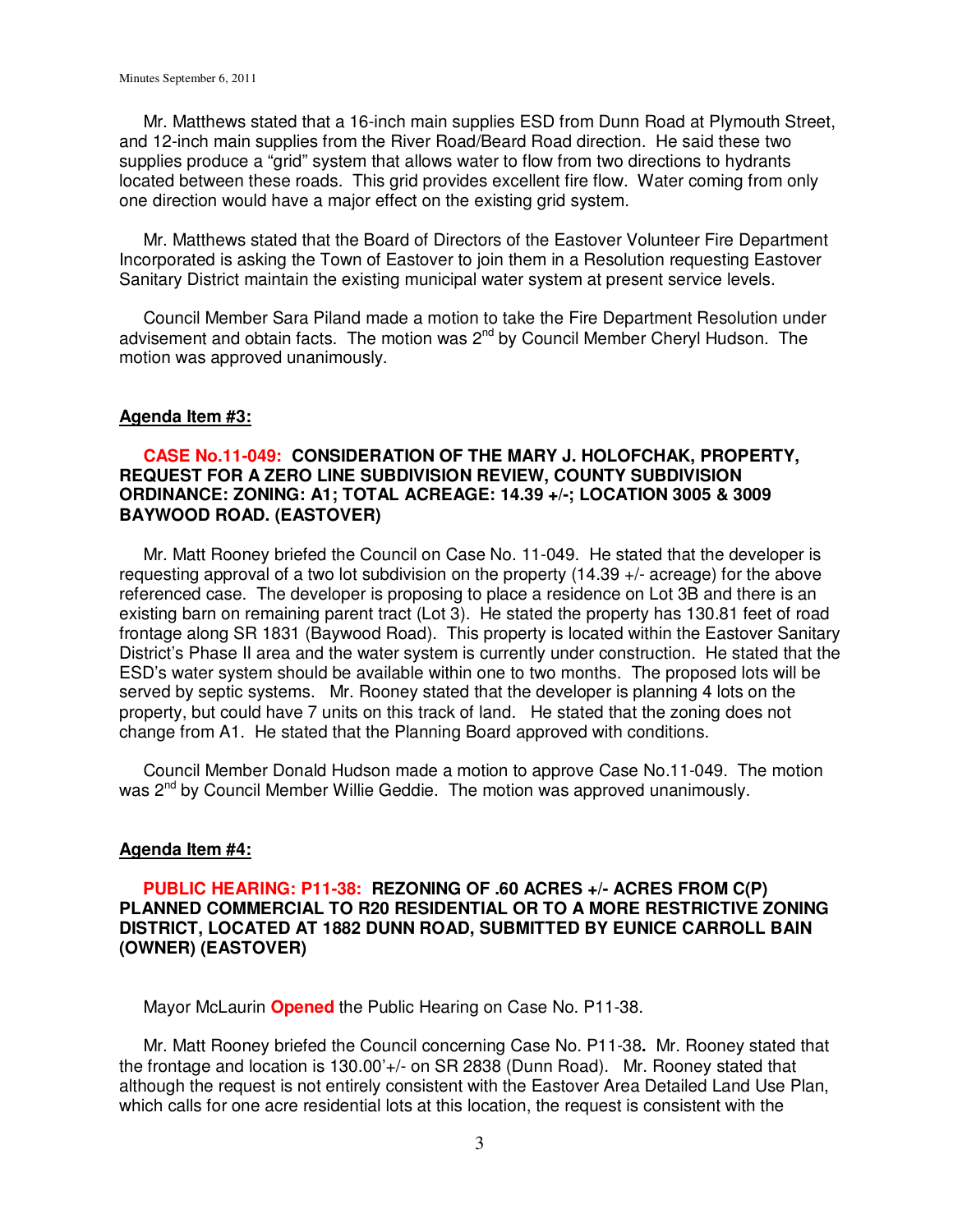Mr. Matthews stated that a 16-inch main supplies ESD from Dunn Road at Plymouth Street, and 12-inch main supplies from the River Road/Beard Road direction. He said these two supplies produce a "grid" system that allows water to flow from two directions to hydrants located between these roads. This grid provides excellent fire flow. Water coming from only one direction would have a major effect on the existing grid system.

Mr. Matthews stated that the Board of Directors of the Eastover Volunteer Fire Department Incorporated is asking the Town of Eastover to join them in a Resolution requesting Eastover Sanitary District maintain the existing municipal water system at present service levels.

Council Member Sara Piland made a motion to take the Fire Department Resolution under advisement and obtain facts. The motion was 2nd by Council Member Cheryl Hudson. The motion was approved unanimously.

**Agenda Item #3:**

**CASE No.11-049: CONSIDERATION OF THE MARY J. HOLOFCHAK, PROPERTY, REQUEST FOR A ZERO LINE SUBDIVISION REVIEW, COUNTY SUBDIVISION ORDINANCE: ZONING: A1; TOTAL ACREAGE: 14.39 +/-; LOCATION 3005 & 3009 BAYWOOD ROAD. (EASTOVER)**

Mr. Matt Rooney briefed the Council on Case No. 11-049. He stated that the developer is requesting approval of a two lot subdivision on the property (14.39 +/- acreage) for the above referenced case. The developer is proposing to place a residence on Lot 3B and there is an existing barn on remaining parent tract (Lot 3). He stated the property has 130.81 feet of road frontage along SR 1831 (Baywood Road). This property is located within the Eastover Sanitary District's Phase II area and the water system is currently under construction. He stated that the ESD's water system should be available within one to two months. The proposed lots will be served by septic systems. Mr. Rooney stated that the developer is planning 4 lots on the property, but could have 7 units on this track of land. He stated that the zoning does not change from A1. He stated that the Planning Board approved with conditions.

Council Member Donald Hudson made a motion to approve Case No.11-049. The motion was 2nd by Council Member Willie Geddie. The motion was approved unanimously.

**Agenda Item #4:**

**PUBLIC HEARING: P11-38: REZONING OF .60 ACRES +/- ACRES FROM C(P) PLANNED COMMERCIAL TO R20 RESIDENTIAL OR TO A MORE RESTRICTIVE ZONING DISTRICT, LOCATED AT 1882 DUNN ROAD, SUBMITTED BY EUNICE CARROLL BAIN (OWNER) (EASTOVER)**

Mayor McLaurin **Opened** the Public Hearing on Case No. P11-38.

Mr. Matt Rooney briefed the Council concerning Case No. P11-38**.** Mr. Rooney stated that the frontage and location is 130.00'+/- on SR 2838 (Dunn Road). Mr. Rooney stated that although the request is not entirely consistent with the Eastover Area Detailed Land Use Plan, which calls for one acre residential lots at this location, the request is consistent with the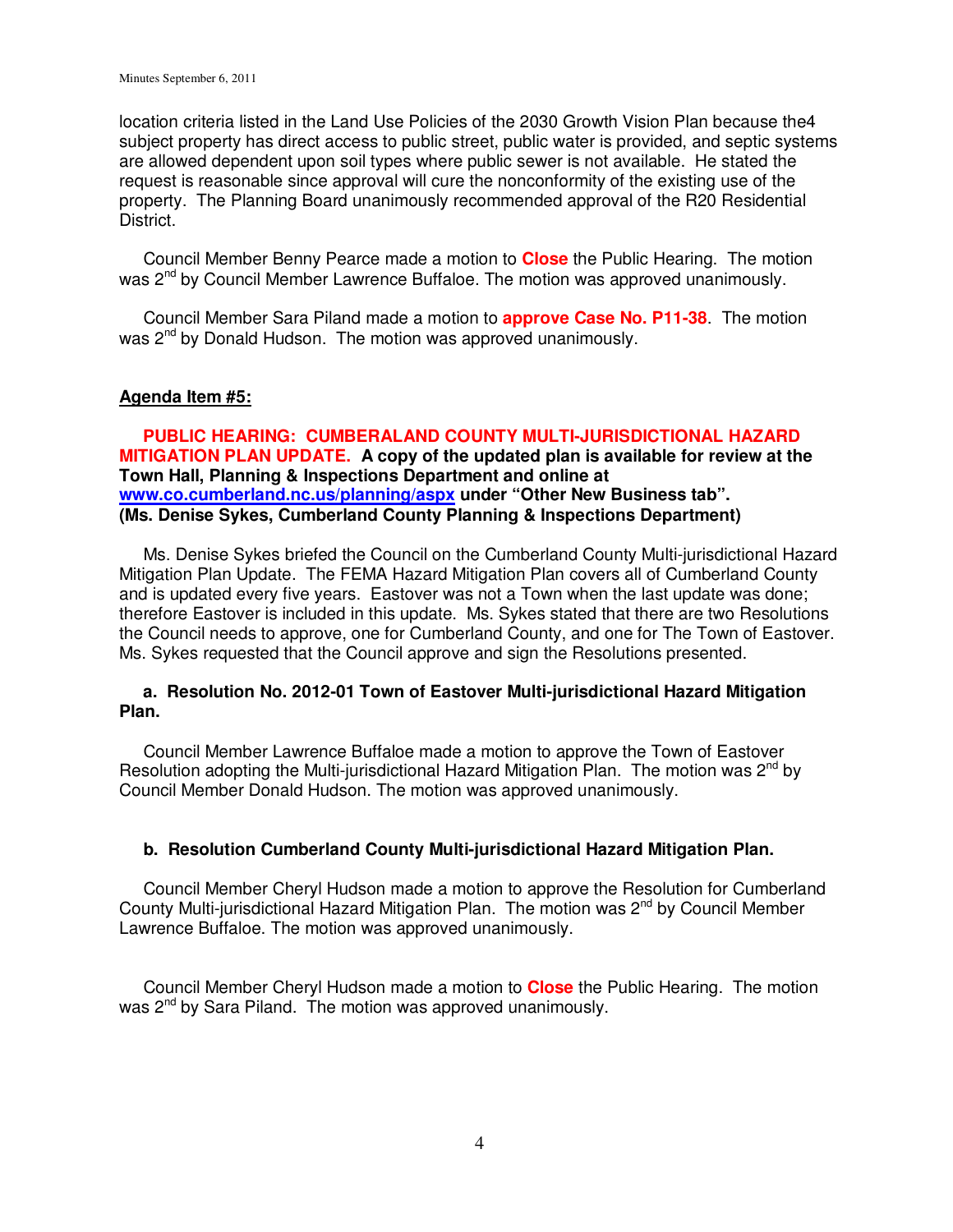location criteria listed in the Land Use Policies of the 2030 Growth Vision Plan because the4 subject property has direct access to public street, public water is provided, and septic systems are allowed dependent upon soil types where public sewer is not available. He stated the request is reasonable since approval will cure the nonconformity of the existing use of the property. The Planning Board unanimously recommended approval of the R20 Residential District.

Council Member Benny Pearce made a motion to **Close** the Public Hearing. The motion was 2[nd] by Council Member Lawrence Buffaloe. The motion was approved unanimously.

Council Member Sara Piland made a motion to **approve Case No. P11-38**. The motion was 2[nd] by Donald Hudson. The motion was approved unanimously.

**Agenda Item #5:**

**PUBLIC HEARING: CUMBERALAND COUNTY MULTI-JURISDICTIONAL HAZARD MITIGATION PLAN UPDATE. A copy of the updated plan is available for review at the Town Hall, Planning & Inspections Department and online at [www.co.cumberland.nc.us/planning/aspx](www.co.cumberland.nc.us/planning/aspx) under "Other New Business tab". (Ms. Denise Sykes, Cumberland County Planning & Inspections Department)**

Ms. Denise Sykes briefed the Council on the Cumberland County Multi-jurisdictional Hazard Mitigation Plan Update. The FEMA Hazard Mitigation Plan covers all of Cumberland County and is updated every five years. Eastover was not a Town when the last update was done; therefore Eastover is included in this update. Ms. Sykes stated that there are two Resolutions the Council needs to approve, one for Cumberland County, and one for The Town of Eastover. Ms. Sykes requested that the Council approve and sign the Resolutions presented.

**a. Resolution No. 2012-01 Town of Eastover Multi-jurisdictional Hazard Mitigation Plan.**

Council Member Lawrence Buffaloe made a motion to approve the Town of Eastover Resolution adopting the Multi-jurisdictional Hazard Mitigation Plan. The motion was 2[nd] by Council Member Donald Hudson. The motion was approved unanimously.

**b. Resolution Cumberland County Multi-jurisdictional Hazard Mitigation Plan.**

Council Member Cheryl Hudson made a motion to approve the Resolution for Cumberland County Multi-jurisdictional Hazard Mitigation Plan. The motion was 2[nd] by Council Member Lawrence Buffaloe. The motion was approved unanimously.

Council Member Cheryl Hudson made a motion to **Close** the Public Hearing. The motion was 2[nd] by Sara Piland. The motion was approved unanimously.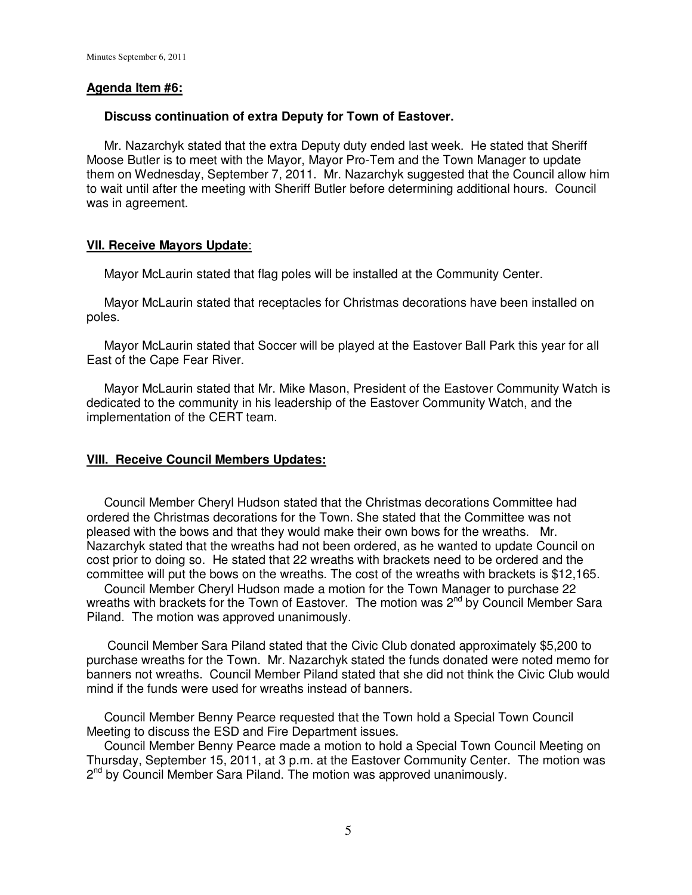**Agenda Item #6:**

**Discuss continuation of extra Deputy for Town of Eastover.**

Mr. Nazarchyk stated that the extra Deputy duty ended last week. He stated that Sheriff Moose Butler is to meet with the Mayor, Mayor Pro-Tem and the Town Manager to update them on Wednesday, September 7, 2011. Mr. Nazarchyk suggested that the Council allow him to wait until after the meeting with Sheriff Butler before determining additional hours. Council was in agreement.

**VII. Receive Mayors Update**:

Mayor McLaurin stated that flag poles will be installed at the Community Center.

Mayor McLaurin stated that receptacles for Christmas decorations have been installed on poles.

Mayor McLaurin stated that Soccer will be played at the Eastover Ball Park this year for all East of the Cape Fear River.

Mayor McLaurin stated that Mr. Mike Mason, President of the Eastover Community Watch is dedicated to the community in his leadership of the Eastover Community Watch, and the implementation of the CERT team.

**VIII. Receive Council Members Updates:**

Council Member Cheryl Hudson stated that the Christmas decorations Committee had ordered the Christmas decorations for the Town. She stated that the Committee was not pleased with the bows and that they would make their own bows for the wreaths. Mr. Nazarchyk stated that the wreaths had not been ordered, as he wanted to update Council on cost prior to doing so. He stated that 22 wreaths with brackets need to be ordered and the committee will put the bows on the wreaths. The cost of the wreaths with brackets is $12,165.

Council Member Cheryl Hudson made a motion for the Town Manager to purchase 22 wreaths with brackets for the Town of Eastover. The motion was 2nd by Council Member Sara Piland. The motion was approved unanimously.

Council Member Sara Piland stated that the Civic Club donated approximately $5,200 to purchase wreaths for the Town. Mr. Nazarchyk stated the funds donated were noted memo for banners not wreaths. Council Member Piland stated that she did not think the Civic Club would mind if the funds were used for wreaths instead of banners.

Council Member Benny Pearce requested that the Town hold a Special Town Council Meeting to discuss the ESD and Fire Department issues.

Council Member Benny Pearce made a motion to hold a Special Town Council Meeting on Thursday, September 15, 2011, at 3 p.m. at the Eastover Community Center. The motion was 2nd by Council Member Sara Piland. The motion was approved unanimously.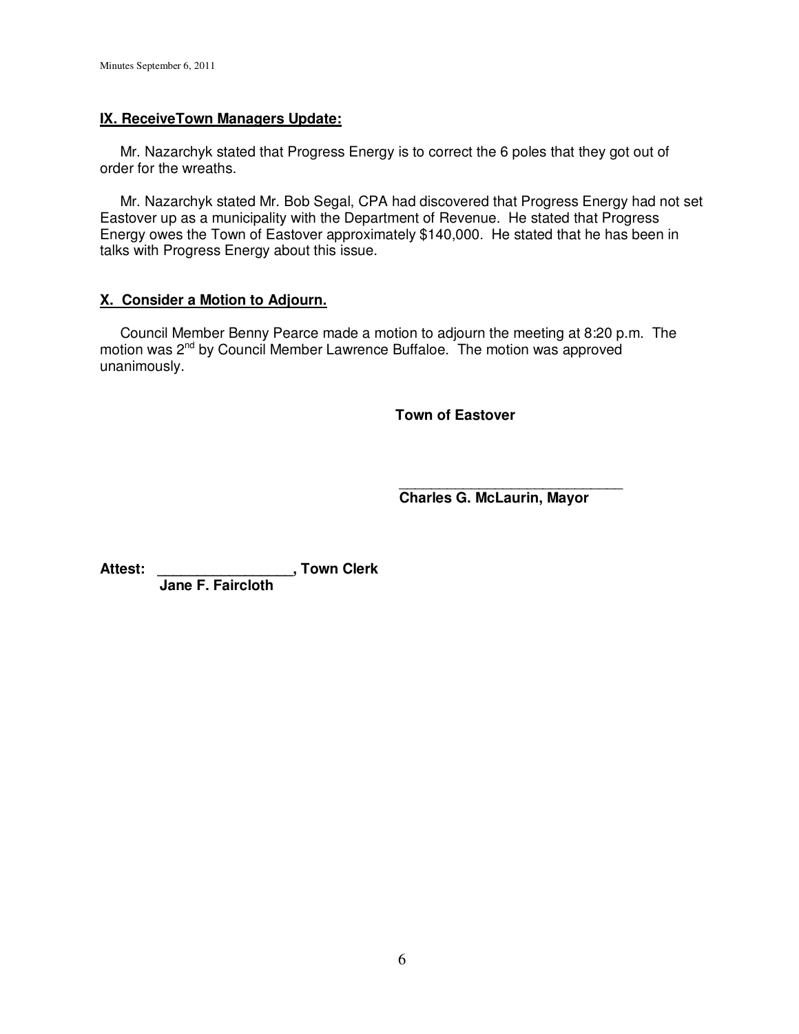### IX. ReceiveTown Managers Update:

Mr. Nazarchyk stated that Progress Energy is to correct the 6 poles that they got out of order for the wreaths.

Mr. Nazarchyk stated Mr. Bob Segal, CPA had discovered that Progress Energy had not set Eastover up as a municipality with the Department of Revenue. He stated that Progress Energy owes the Town of Eastover approximately $140,000. He stated that he has been in talks with Progress Energy about this issue.

### X. Consider a Motion to Adjourn.

Council Member Benny Pearce made a motion to adjourn the meeting at 8:20 p.m. The motion was 2nd by Council Member Lawrence Buffaloe. The motion was approved unanimously.

**Town of Eastover**

_____________________________
**Charles G. McLaurin, Mayor**

**Attest: _________________, Town Clerk**
**Jane F. Faircloth**